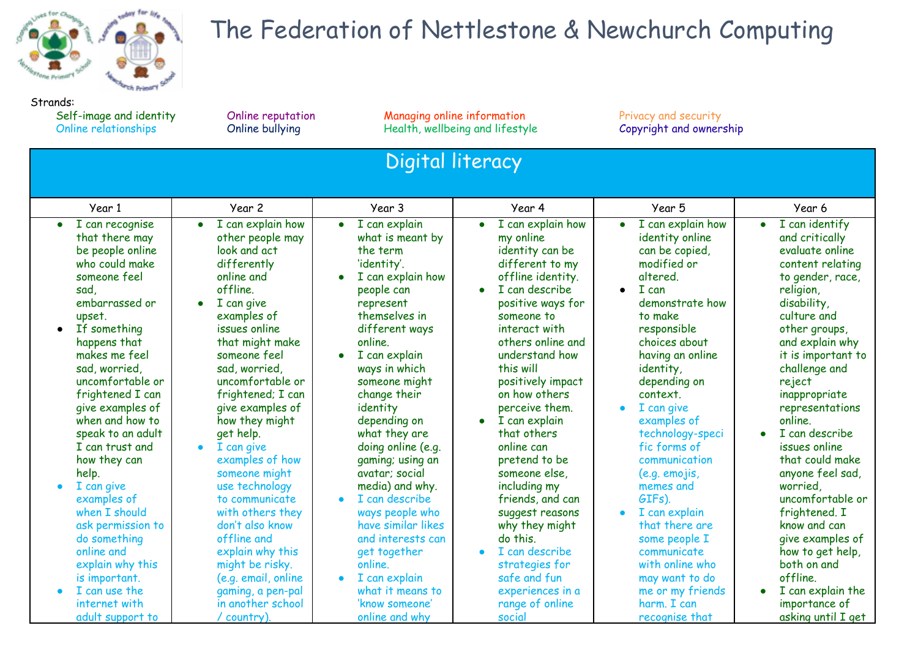# The Federation of Nettlestone & Newchurch Computing

Strands:

- Self-image and identity
- Online reputation
- Managing online information
- Privacy and security
- Online relationships
- Online bullying
- Health, wellbeing and lifestyle
- Copyright and ownership

## Digital literacy

| Year 1 | Year 2 | Year 3 | Year 4 | Year 5 | Year 6 |
|---|---|---|---|---|---|
| • I can recognise that there may be people online who could make someone feel sad, embarrassed or upset.<br>• If something happens that makes me feel sad, worried, uncomfortable or frightened I can give examples of when and how to speak to an adult I can trust and how they can help.<br>• I can give examples of when I should ask permission to do something online and explain why this is important.<br>• I can use the internet with adult support to | • I can explain how other people may look and act differently online and offline.<br>• I can give examples of issues online that might make someone feel sad, worried, uncomfortable or frightened; I can give examples of how they might get help.<br>• I can give examples of how someone might use technology to communicate with others they don't also know offline and explain why this might be risky. (e.g. email, online gaming, a pen-pal in another school / country). | • I can explain what is meant by the term 'identity'.<br>• I can explain how people can represent themselves in different ways online.<br>• I can explain ways in which someone might change their identity depending on what they are doing online (e.g. gaming; using an avatar; social media) and why.<br>• I can describe ways people who have similar likes and interests can get together online.<br>• I can explain what it means to 'know someone' online and why | • I can explain how my online identity can be different to my offline identity.<br>• I can describe positive ways for someone to interact with others online and understand how this will positively impact on how others perceive them.<br>• I can explain that others online can pretend to be someone else, including my friends, and can suggest reasons why they might do this.<br>• I can describe strategies for safe and fun experiences in a range of online social | • I can explain how identity online can be copied, modified or altered.<br>• I can demonstrate how to make responsible choices about having an online identity, depending on context.<br>• I can give examples of technology-specific forms of communication (e.g. emojis, memes and GIFs).<br>• I can explain that there are some people I communicate with online who may want to do me or my friends harm. I can recognise that | • I can identify and critically evaluate online content relating to gender, race, religion, disability, culture and other groups, and explain why it is important to challenge and reject inappropriate representations online.<br>• I can describe issues online that could make anyone feel sad, worried, uncomfortable or frightened. I know and can give examples of how to get help, both on and offline.<br>• I can explain the importance of asking until I get |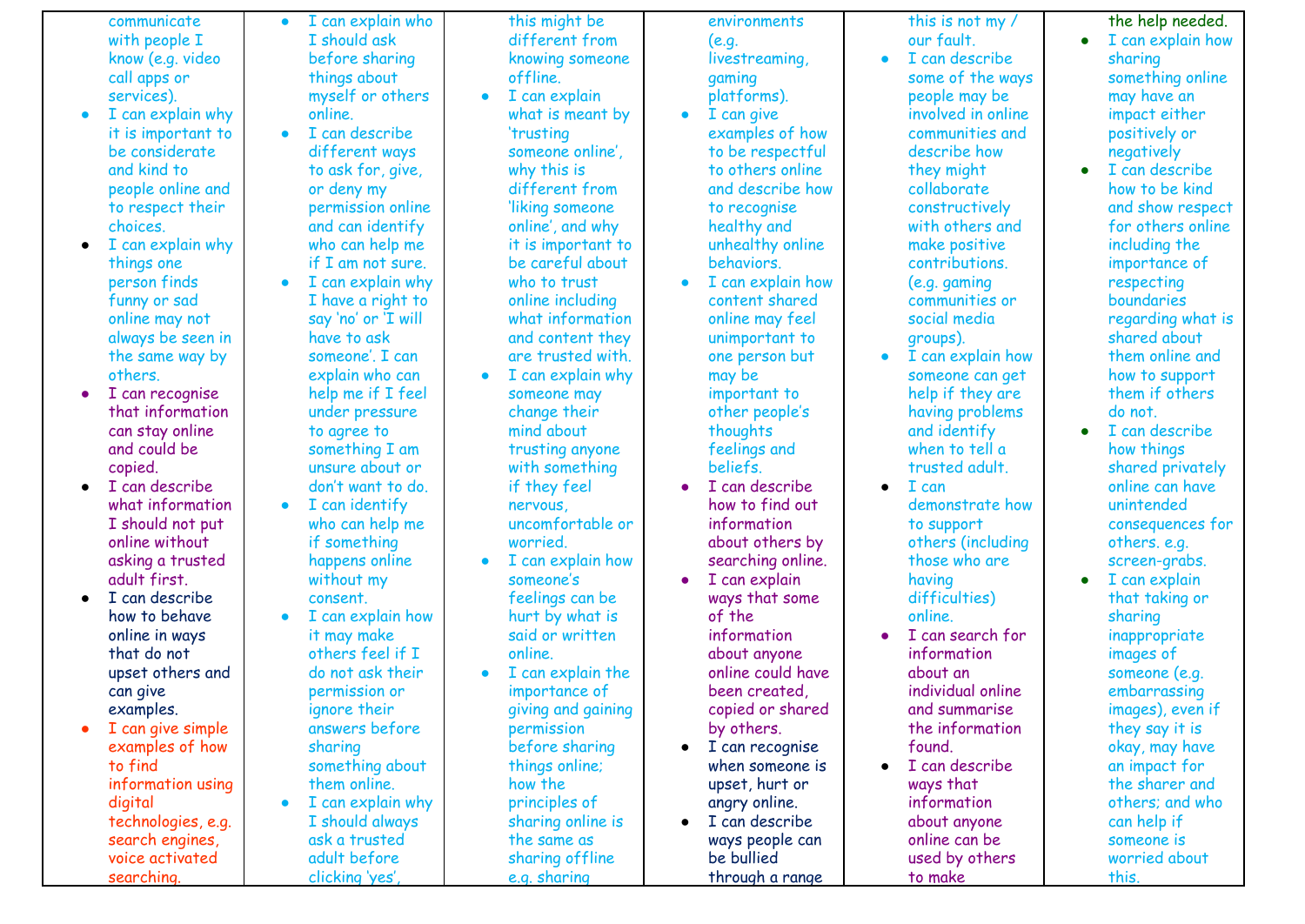| | | | | | |
|---|---|---|---|---|---|
| communicate with people I know (e.g. video call apps or services).<br>• I can explain why it is important to be considerate and kind to people online and to respect their choices.<br>• I can explain why things one person finds funny or sad online may not always be seen in the same way by others.<br>• I can recognise that information can stay online and could be copied.<br>• I can describe what information I should not put online without asking a trusted adult first.<br>• I can describe how to behave online in ways that do not upset others and can give examples.<br>• I can give simple examples of how to find information using digital technologies, e.g. search engines, voice activated searching. | • I can explain who I should ask before sharing things about myself or others online.<br>• I can describe different ways to ask for, give, or deny my permission online and can identify who can help me if I am not sure.<br>• I can explain why I have a right to say 'no' or 'I will have to ask someone'. I can explain who can help me if I feel under pressure to agree to something I am unsure about or don't want to do.<br>• I can identify who can help me if something happens online without my consent.<br>• I can explain how it may make others feel if I do not ask their permission or ignore their answers before sharing something about them online.<br>• I can explain why I should always ask a trusted adult before clicking 'yes', | this might be different from knowing someone offline.<br>• I can explain what is meant by 'trusting someone online', why this is different from 'liking someone online', and why it is important to be careful about who to trust online including what information and content they are trusted with.<br>• I can explain why someone may change their mind about trusting anyone with something if they feel nervous, uncomfortable or worried.<br>• I can explain how someone's feelings can be hurt by what is said or written online.<br>• I can explain the importance of giving and gaining permission before sharing things online; how the principles of sharing online is the same as sharing offline e.g. sharing | environments (e.g. livestreaming, gaming platforms).<br>• I can give examples of how to be respectful to others online and describe how to recognise healthy and unhealthy online behaviors.<br>• I can explain how content shared online may feel unimportant to one person but may be important to other people's thoughts feelings and beliefs.<br>• I can describe how to find out information about others by searching online.<br>• I can explain ways that some of the information about anyone online could have been created, copied or shared by others.<br>• I can recognise when someone is upset, hurt or angry online.<br>• I can describe ways people can be bullied through a range | this is not my / our fault.<br>• I can describe some of the ways people may be involved in online communities and describe how they might collaborate constructively with others and make positive contributions. (e.g. gaming communities or social media groups).<br>• I can explain how someone can get help if they are having problems and identify when to tell a trusted adult.<br>• I can demonstrate how to support others (including those who are having difficulties) online.<br>• I can search for information about an individual online and summarise the information found.<br>• I can describe ways that information about anyone online can be used by others to make | the help needed.<br>• I can explain how sharing something online may have an impact either positively or negatively<br>• I can describe how to be kind and show respect for others online including the importance of respecting boundaries regarding what is shared about them online and how to support them if others do not.<br>• I can describe how things shared privately online can have unintended consequences for others. e.g. screen-grabs.<br>• I can explain that taking or sharing inappropriate images of someone (e.g. embarrassing images), even if they say it is okay, may have an impact for the sharer and others; and who can help if someone is worried about this. |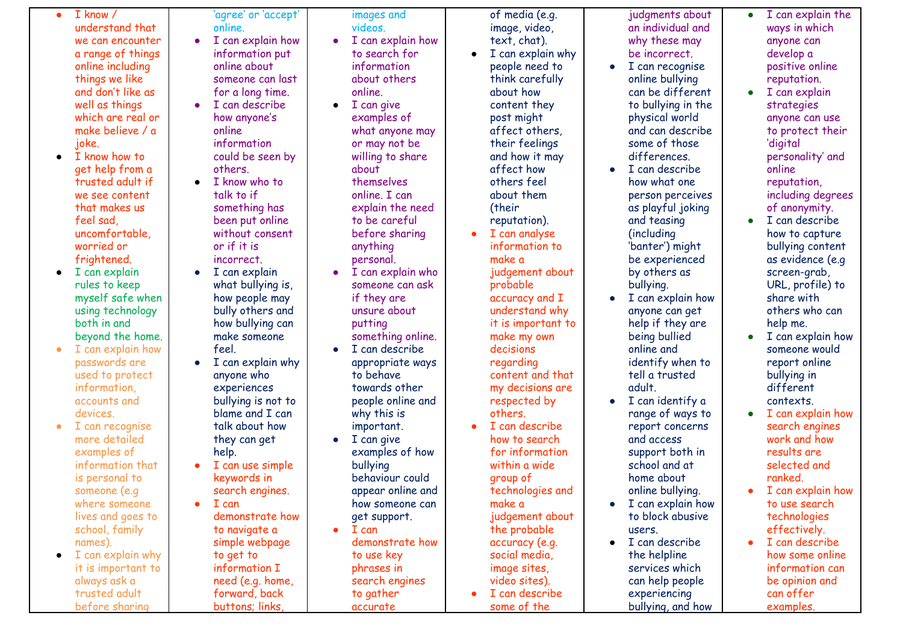| | | | | | |
|---|---|---|---|---|---|
| • I know / understand that we can encounter a range of things online including things we like and don't like as well as things which are real or make believe / a joke.<br>• I know how to get help from a trusted adult if we see content that makes us feel sad, uncomfortable, worried or frightened.<br>• I can explain rules to keep myself safe when using technology both in and beyond the home.<br>• I can explain how passwords are used to protect information, accounts and devices.<br>• I can recognise more detailed examples of information that is personal to someone (e.g where someone lives and goes to school, family names).<br>• I can explain why it is important to always ask a trusted adult before sharing | 'agree' or 'accept' online.<br>• I can explain how information put online about someone can last for a long time.<br>• I can describe how anyone's online information could be seen by others.<br>• I know who to talk to if something has been put online without consent or if it is incorrect.<br>• I can explain what bullying is, how people may bully others and how bullying can make someone feel.<br>• I can explain why anyone who experiences bullying is not to blame and I can talk about how they can get help.<br>• I can use simple keywords in search engines.<br>• I can demonstrate how to navigate a simple webpage to get to information I need (e.g. home, forward, back buttons; links, | images and videos.<br>• I can explain how to search for information about others online.<br>• I can give examples of what anyone may or may not be willing to share about themselves online. I can explain the need to be careful before sharing anything personal.<br>• I can explain who someone can ask if they are unsure about putting something online.<br>• I can describe appropriate ways to behave towards other people online and why this is important.<br>• I can give examples of how bullying behaviour could appear online and how someone can get support.<br>• I can demonstrate how to use key phrases in search engines to gather accurate | of media (e.g. image, video, text, chat).<br>• I can explain why people need to think carefully about how content they post might affect others, their feelings and how it may affect how others feel about them (their reputation).<br>• I can analyse information to make a judgement about probable accuracy and I understand why it is important to make my own decisions regarding content and that my decisions are respected by others.<br>• I can describe how to search for information within a wide group of technologies and make a judgement about the probable accuracy (e.g. social media, image sites, video sites).<br>• I can describe some of the | judgments about an individual and why these may be incorrect.<br>• I can recognise online bullying can be different to bullying in the physical world and can describe some of those differences.<br>• I can describe how what one person perceives as playful joking and teasing (including 'banter') might be experienced by others as bullying.<br>• I can explain how anyone can get help if they are being bullied online and identify when to tell a trusted adult.<br>• I can identify a range of ways to report concerns and access support both in school and at home about online bullying.<br>• I can explain how to block abusive users.<br>• I can describe the helpline services which can help people experiencing bullying, and how | • I can explain the ways in which anyone can develop a positive online reputation.<br>• I can explain strategies anyone can use to protect their 'digital personality' and online reputation, including degrees of anonymity.<br>• I can describe how to capture bullying content as evidence (e.g screen-grab, URL, profile) to share with others who can help me.<br>• I can explain how someone would report online bullying in different contexts.<br>• I can explain how search engines work and how results are selected and ranked.<br>• I can explain how to use search technologies effectively.<br>• I can describe how some online information can be opinion and can offer examples. |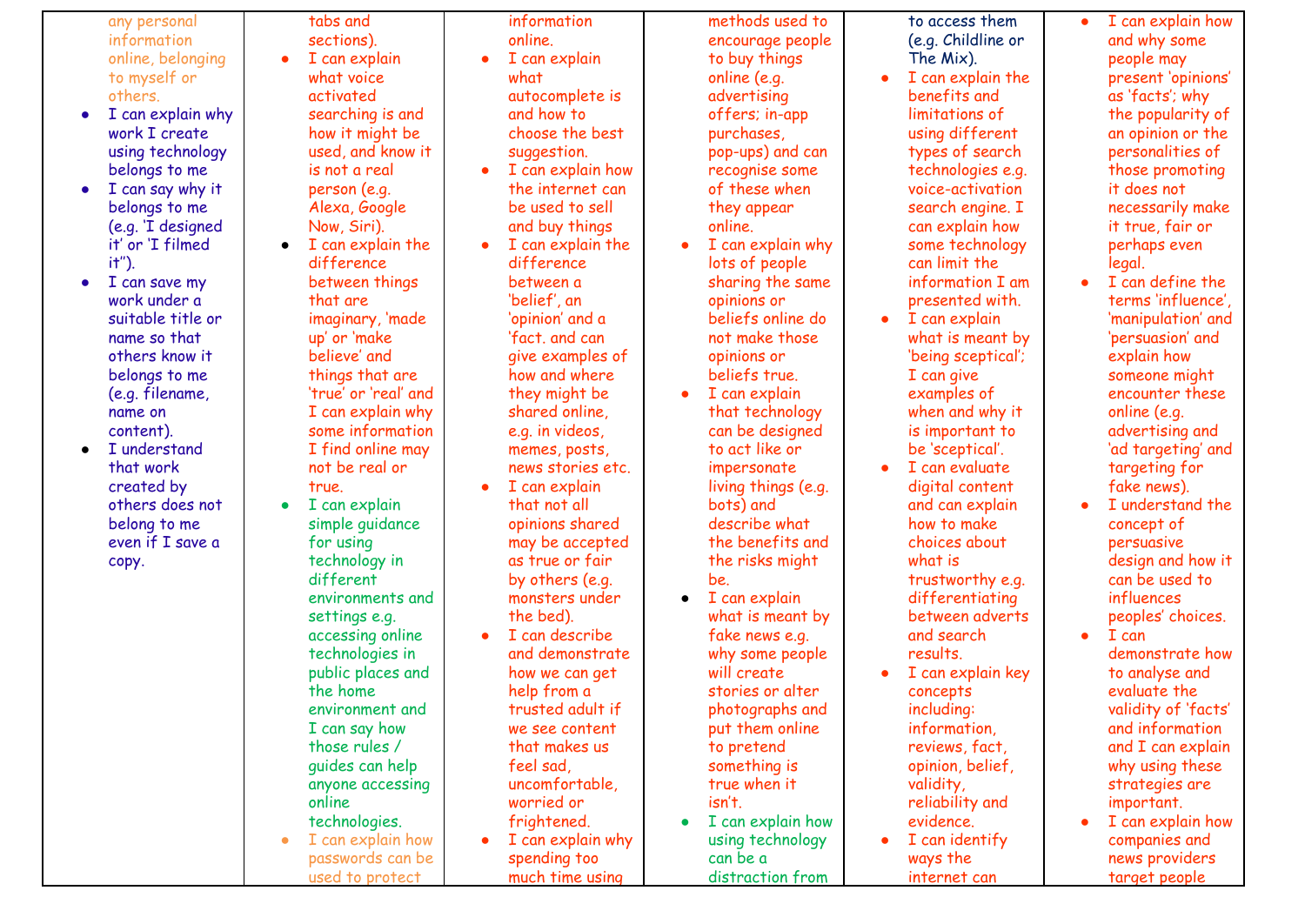| | | | | | |
|---|---|---|---|---|---|
| any personal information online, belonging to myself or others.<br>• I can explain why work I create using technology belongs to me<br>• I can say why it belongs to me (e.g. 'I designed it' or 'I filmed it'').<br>• I can save my work under a suitable title or name so that others know it belongs to me (e.g. filename, name on content).<br>• I understand that work created by others does not belong to me even if I save a copy. | tabs and sections).<br>• I can explain what voice activated searching is and how it might be used, and know it is not a real person (e.g. Alexa, Google Now, Siri).<br>• I can explain the difference between things that are imaginary, 'made up' or 'make believe' and things that are 'true' or 'real' and I can explain why some information I find online may not be real or true.<br>• I can explain simple guidance for using technology in different environments and settings e.g. accessing online technologies in public places and the home environment and I can say how those rules / guides can help anyone accessing online technologies.<br>• I can explain how passwords can be used to protect | information online.<br>• I can explain what autocomplete is and how to choose the best suggestion.<br>• I can explain how the internet can be used to sell and buy things<br>• I can explain the difference between a 'belief', an 'opinion' and a 'fact. and can give examples of how and where they might be shared online, e.g. in videos, memes, posts, news stories etc.<br>• I can explain that not all opinions shared may be accepted as true or fair by others (e.g. monsters under the bed).<br>• I can describe and demonstrate how we can get help from a trusted adult if we see content that makes us feel sad, uncomfortable, worried or frightened.<br>• I can explain why spending too much time using | methods used to encourage people to buy things online (e.g. advertising offers; in-app purchases, pop-ups) and can recognise some of these when they appear online.<br>• I can explain why lots of people sharing the same opinions or beliefs online do not make those opinions or beliefs true.<br>• I can explain that technology can be designed to act like or impersonate living things (e.g. bots) and describe what the benefits and the risks might be.<br>• I can explain what is meant by fake news e.g. why some people will create stories or alter photographs and put them online to pretend something is true when it isn't.<br>• I can explain how using technology can be a distraction from | to access them (e.g. Childline or The Mix).<br>• I can explain the benefits and limitations of using different types of search technologies e.g. voice-activation search engine. I can explain how some technology can limit the information I am presented with.<br>• I can explain what is meant by 'being sceptical'; I can give examples of when and why it is important to be 'sceptical'.<br>• I can evaluate digital content and can explain how to make choices about what is trustworthy e.g. differentiating between adverts and search results.<br>• I can explain key concepts including: information, reviews, fact, opinion, belief, validity, reliability and evidence.<br>• I can identify ways the internet can | • I can explain how and why some people may present 'opinions' as 'facts'; why the popularity of an opinion or the personalities of those promoting it does not necessarily make it true, fair or perhaps even legal.<br>• I can define the terms 'influence', 'manipulation' and 'persuasion' and explain how someone might encounter these online (e.g. advertising and 'ad targeting' and targeting for fake news).<br>• I understand the concept of persuasive design and how it can be used to influences peoples' choices.<br>• I can demonstrate how to analyse and evaluate the validity of 'facts' and information and I can explain why using these strategies are important.<br>• I can explain how companies and news providers target people |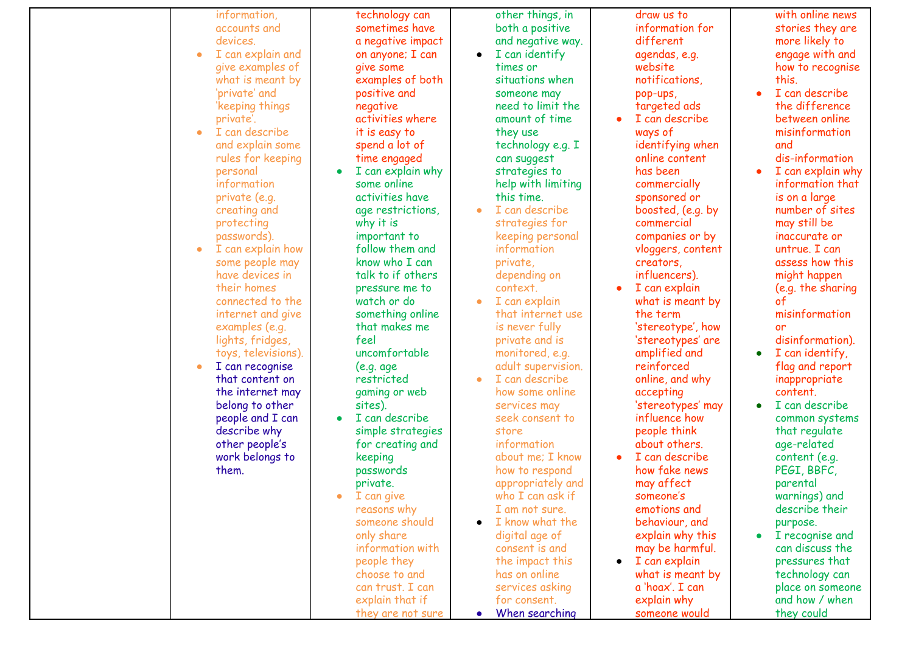| | | | | | |
|---|---|---|---|---|---|
| | information, accounts and devices.<br>• I can explain and give examples of what is meant by 'private' and 'keeping things private'.<br>• I can describe and explain some rules for keeping personal information private (e.g. creating and protecting passwords).<br>• I can explain how some people may have devices in their homes connected to the internet and give examples (e.g. lights, fridges, toys, televisions).<br>• I can recognise that content on the internet may belong to other people and I can describe why other people's work belongs to them. | technology can sometimes have a negative impact on anyone; I can give some examples of both positive and negative activities where it is easy to spend a lot of time engaged<br>• I can explain why some online activities have age restrictions, why it is important to follow them and know who I can talk to if others pressure me to watch or do something online that makes me feel uncomfortable (e.g. age restricted gaming or web sites).<br>• I can describe simple strategies for creating and keeping passwords private.<br>• I can give reasons why someone should only share information with people they choose to and can trust. I can explain that if they are not sure | other things, in both a positive and negative way.<br>• I can identify times or situations when someone may need to limit the amount of time they use technology e.g. I can suggest strategies to help with limiting this time.<br>• I can describe strategies for keeping personal information private, depending on context.<br>• I can explain that internet use is never fully private and is monitored, e.g. adult supervision.<br>• I can describe how some online services may seek consent to store information about me; I know how to respond appropriately and who I can ask if I am not sure.<br>• I know what the digital age of consent is and the impact this has on online services asking for consent.<br>• When searching | draw us to information for different agendas, e.g. website notifications, pop-ups, targeted ads<br>• I can describe ways of identifying when online content has been commercially sponsored or boosted, (e.g. by commercial companies or by vloggers, content creators, influencers).<br>• I can explain what is meant by the term 'stereotype', how 'stereotypes' are amplified and reinforced online, and why accepting 'stereotypes' may influence how people think about others.<br>• I can describe how fake news may affect someone's emotions and behaviour, and explain why this may be harmful.<br>• I can explain what is meant by a 'hoax'. I can explain why someone would | with online news stories they are more likely to engage with and how to recognise this.<br>• I can describe the difference between online misinformation and dis-information<br>• I can explain why information that is on a large number of sites may still be inaccurate or untrue. I can assess how this might happen (e.g. the sharing of misinformation or disinformation).<br>• I can identify, flag and report inappropriate content.<br>• I can describe common systems that regulate age-related content (e.g. PEGI, BBFC, parental warnings) and describe their purpose.<br>• I recognise and can discuss the pressures that technology can place on someone and how / when they could |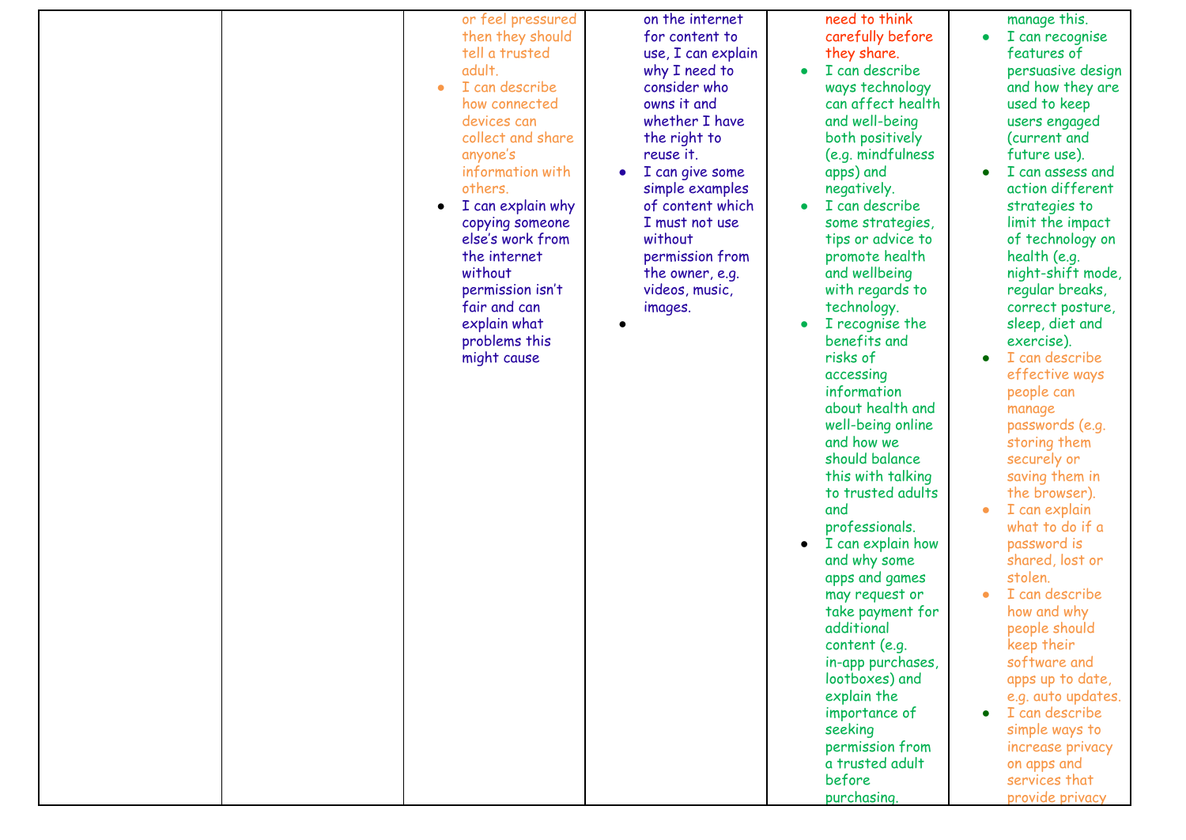| | | | | | |
|---|---|---|---|---|---|
| | | or feel pressured then they should tell a trusted adult.<br>• I can describe how connected devices can collect and share anyone's information with others.<br>• I can explain why copying someone else's work from the internet without permission isn't fair and can explain what problems this might cause | on the internet for content to use, I can explain why I need to consider who owns it and whether I have the right to reuse it.<br>• I can give some simple examples of content which I must not use without permission from the owner, e.g. videos, music, images.<br>• | need to think carefully before they share.<br>• I can describe ways technology can affect health and well-being both positively (e.g. mindfulness apps) and negatively.<br>• I can describe some strategies, tips or advice to promote health and wellbeing with regards to technology.<br>• I recognise the benefits and risks of accessing information about health and well-being online and how we should balance this with talking to trusted adults and professionals.<br>• I can explain how and why some apps and games may request or take payment for additional content (e.g. in-app purchases, lootboxes) and explain the importance of seeking permission from a trusted adult before purchasing. | manage this.<br>• I can recognise features of persuasive design and how they are used to keep users engaged (current and future use).<br>• I can assess and action different strategies to limit the impact of technology on health (e.g. night-shift mode, regular breaks, correct posture, sleep, diet and exercise).<br>• I can describe effective ways people can manage passwords (e.g. storing them securely or saving them in the browser).<br>• I can explain what to do if a password is shared, lost or stolen.<br>• I can describe how and why people should keep their software and apps up to date, e.g. auto updates.<br>• I can describe simple ways to increase privacy on apps and services that provide privacy |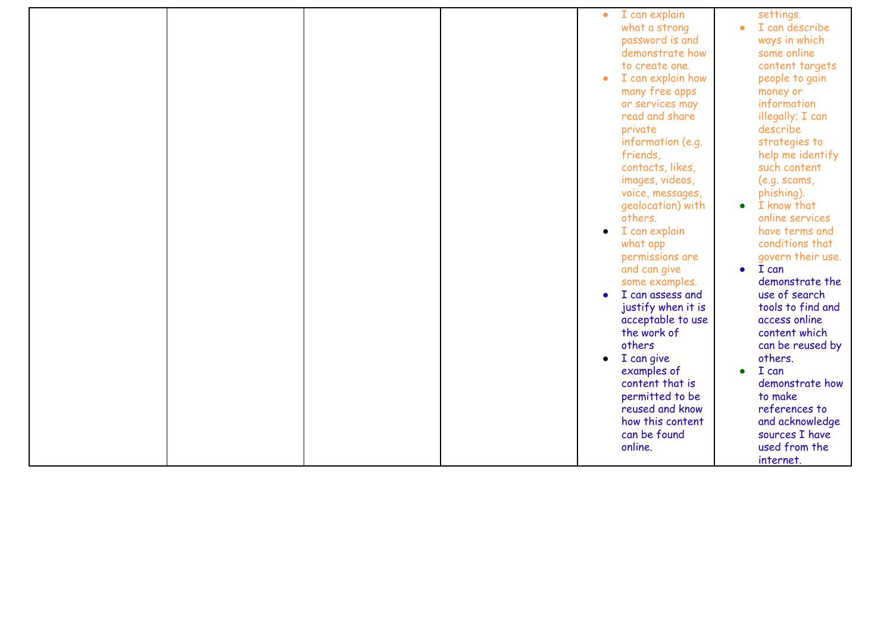| | | | | | |
|---|---|---|---|---|---|
| | | | | • I can explain what a strong password is and demonstrate how to create one.<br>• I can explain how many free apps or services may read and share private information (e.g. friends, contacts, likes, images, videos, voice, messages, geolocation) with others.<br>• I can explain what app permissions are and can give some examples.<br>• I can assess and justify when it is acceptable to use the work of others<br>• I can give examples of content that is permitted to be reused and know how this content can be found online. | settings.<br>• I can describe ways in which some online content targets people to gain money or information illegally; I can describe strategies to help me identify such content (e.g. scams, phishing).<br>• I know that online services have terms and conditions that govern their use.<br>• I can demonstrate the use of search tools to find and access online content which can be reused by others.<br>• I can demonstrate how to make references to and acknowledge sources I have used from the internet. |